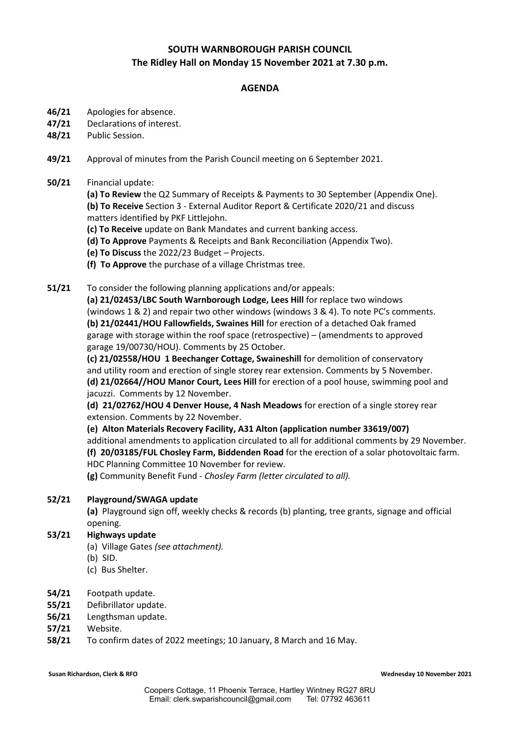# SOUTH WARNBOROUGH PARISH COUNCIL

## The Ridley Hall on Monday 15 November 2021 at 7.30 p.m.

### AGENDA

**46/21** Apologies for absence.

**47/21** Declarations of interest.

**48/21** Public Session.

**49/21** Approval of minutes from the Parish Council meeting on 6 September 2021.

**50/21** Financial update:

**(a) To Review** the Q2 Summary of Receipts & Payments to 30 September (Appendix One).
**(b) To Receive** Section 3 - External Auditor Report & Certificate 2020/21 and discuss matters identified by PKF Littlejohn.
**(c) To Receive** update on Bank Mandates and current banking access.
**(d) To Approve** Payments & Receipts and Bank Reconciliation (Appendix Two).
**(e) To Discuss** the 2022/23 Budget – Projects.
**(f) To Approve** the purchase of a village Christmas tree.

**51/21** To consider the following planning applications and/or appeals:

**(a) 21/02453/LBC South Warnborough Lodge, Lees Hill** for replace two windows (windows 1 & 2) and repair two other windows (windows 3 & 4). To note PC's comments.
**(b) 21/02441/HOU Fallowfields, Swaines Hill** for erection of a detached Oak framed garage with storage within the roof space (retrospective) – (amendments to approved garage 19/00730/HOU). Comments by 25 October.
**(c) 21/02558/HOU 1 Beechanger Cottage, Swaineshill** for demolition of conservatory and utility room and erection of single storey rear extension. Comments by 5 November.
**(d) 21/02664//HOU Manor Court, Lees Hill** for erection of a pool house, swimming pool and jacuzzi. Comments by 12 November.
**(d) 21/02762/HOU 4 Denver House, 4 Nash Meadows** for erection of a single storey rear extension. Comments by 22 November.
**(e) Alton Materials Recovery Facility, A31 Alton (application number 33619/007)** additional amendments to application circulated to all for additional comments by 29 November.
**(f) 20/03185/FUL Chosley Farm, Biddenden Road** for the erection of a solar photovoltaic farm. HDC Planning Committee 10 November for review.
**(g)** Community Benefit Fund - *Chosley Farm (letter circulated to all).*

**52/21 Playground/SWAGA update**

**(a)** Playground sign off, weekly checks & records (b) planting, tree grants, signage and official opening.

**53/21 Highways update**

(a) Village Gates *(see attachment).*
(b) SID.
(c) Bus Shelter.

**54/21** Footpath update.

**55/21** Defibrillator update.

**56/21** Lengthsman update.

**57/21** Website.

**58/21** To confirm dates of 2022 meetings; 10 January, 8 March and 16 May.

**Susan Richardson, Clerk & RFO** **Wednesday 10 November 2021**

Coopers Cottage, 11 Phoenix Terrace, Hartley Wintney RG27 8RU
Email: clerk.swparishcouncil@gmail.com Tel: 07792 463611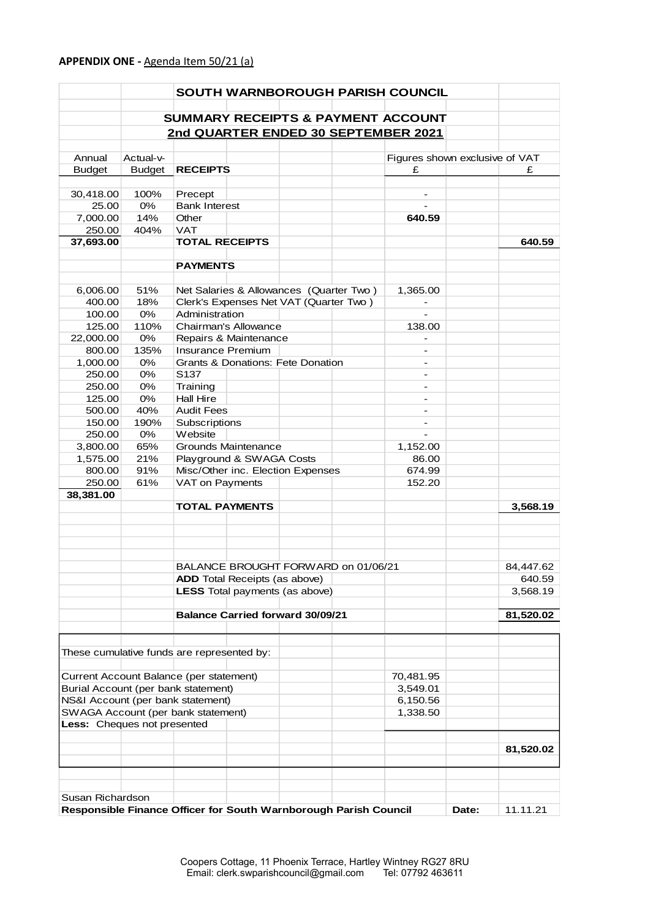**APPENDIX ONE -** Agenda Item 50/21 (a)

## SOUTH WARNBOROUGH PARISH COUNCIL

### SUMMARY RECEIPTS & PAYMENT ACCOUNT

### 2nd QUARTER ENDED 30 SEPTEMBER 2021

| Annual Budget | Actual-v-Budget | RECEIPTS | £ | £ |
|---|---|---|---|---|
| | | | Figures shown exclusive of VAT | |
| 30,418.00 | 100% | Precept | - | |
| 25.00 | 0% | Bank Interest | - | |
| 7,000.00 | 14% | Other | **640.59** | |
| 250.00 | 404% | VAT | | |
| **37,693.00** | | **TOTAL RECEIPTS** | | **640.59** |
| | | **PAYMENTS** | | |
| 6,006.00 | 51% | Net Salaries & Allowances (Quarter Two ) | 1,365.00 | |
| 400.00 | 18% | Clerk's Expenses Net VAT (Quarter Two ) | - | |
| 100.00 | 0% | Administration | - | |
| 125.00 | 110% | Chairman's Allowance | 138.00 | |
| 22,000.00 | 0% | Repairs & Maintenance | - | |
| 800.00 | 135% | Insurance Premium | - | |
| 1,000.00 | 0% | Grants & Donations: Fete Donation | - | |
| 250.00 | 0% | S137 | - | |
| 250.00 | 0% | Training | - | |
| 125.00 | 0% | Hall Hire | - | |
| 500.00 | 40% | Audit Fees | - | |
| 150.00 | 190% | Subscriptions | - | |
| 250.00 | 0% | Website | - | |
| 3,800.00 | 65% | Grounds Maintenance | 1,152.00 | |
| 1,575.00 | 21% | Playground & SWAGA Costs | 86.00 | |
| 800.00 | 91% | Misc/Other inc. Election Expenses | 674.99 | |
| 250.00 | 61% | VAT on Payments | 152.20 | |
| **38,381.00** | | | | |
| | | **TOTAL PAYMENTS** | | **3,568.19** |

| | |
|---|---|
| BALANCE BROUGHT FORWARD on 01/06/21 | 84,447.62 |
| **ADD** Total Receipts (as above) | 640.59 |
| **LESS** Total payments (as above) | 3,568.19 |
| **Balance Carried forward 30/09/21** | **81,520.02** |

These cumulative funds are represented by:

| | | |
|---|---|---|
| Current Account Balance (per statement) | 70,481.95 | |
| Burial Account (per bank statement) | 3,549.01 | |
| NS&I Account (per bank statement) | 6,150.56 | |
| SWAGA Account (per bank statement) | 1,338.50 | |
| **Less:** Cheques not presented | | |
| | | **81,520.02** |

Susan Richardson

**Responsible Finance Officer for South Warnborough Parish Council** **Date:** 11.11.21

Coopers Cottage, 11 Phoenix Terrace, Hartley Wintney RG27 8RU
Email: clerk.swparishcouncil@gmail.com Tel: 07792 463611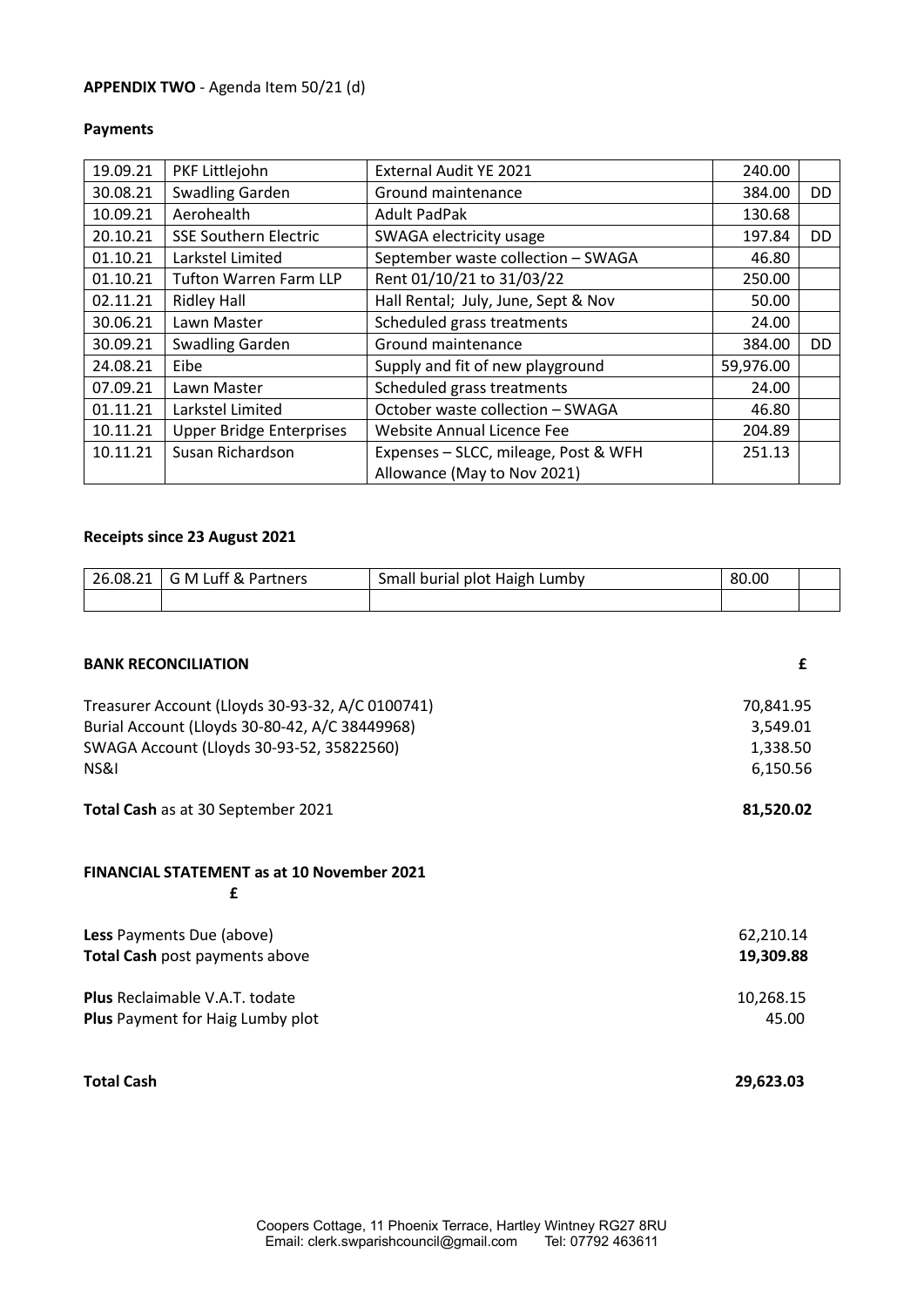**APPENDIX TWO** - Agenda Item 50/21 (d)

**Payments**

| | | | | |
|---|---|---|---|---|
| 19.09.21 | PKF Littlejohn | External Audit YE 2021 | 240.00 | |
| 30.08.21 | Swadling Garden | Ground maintenance | 384.00 | DD |
| 10.09.21 | Aerohealth | Adult PadPak | 130.68 | |
| 20.10.21 | SSE Southern Electric | SWAGA electricity usage | 197.84 | DD |
| 01.10.21 | Larkstel Limited | September waste collection – SWAGA | 46.80 | |
| 01.10.21 | Tufton Warren Farm LLP | Rent 01/10/21 to 31/03/22 | 250.00 | |
| 02.11.21 | Ridley Hall | Hall Rental; July, June, Sept & Nov | 50.00 | |
| 30.06.21 | Lawn Master | Scheduled grass treatments | 24.00 | |
| 30.09.21 | Swadling Garden | Ground maintenance | 384.00 | DD |
| 24.08.21 | Eibe | Supply and fit of new playground | 59,976.00 | |
| 07.09.21 | Lawn Master | Scheduled grass treatments | 24.00 | |
| 01.11.21 | Larkstel Limited | October waste collection – SWAGA | 46.80 | |
| 10.11.21 | Upper Bridge Enterprises | Website Annual Licence Fee | 204.89 | |
| 10.11.21 | Susan Richardson | Expenses – SLCC, mileage, Post & WFH Allowance (May to Nov 2021) | 251.13 | |

**Receipts since 23 August 2021**

| | | | | |
|---|---|---|---|---|
| 26.08.21 | G M Luff & Partners | Small burial plot Haigh Lumby | 80.00 | |
| | | | | |

**BANK RECONCILIATION** **£**

| | |
|---|---|
| Treasurer Account (Lloyds 30-93-32, A/C 0100741) | 70,841.95 |
| Burial Account (Lloyds 30-80-42, A/C 38449968) | 3,549.01 |
| SWAGA Account (Lloyds 30-93-52, 35822560) | 1,338.50 |
| NS&I | 6,150.56 |
| **Total Cash** as at 30 September 2021 | **81,520.02** |

**FINANCIAL STATEMENT as at 10 November 2021**
**£**

| | |
|---|---|
| **Less** Payments Due (above) | 62,210.14 |
| **Total Cash** post payments above | **19,309.88** |
| **Plus** Reclaimable V.A.T. todate | 10,268.15 |
| **Plus** Payment for Haig Lumby plot | 45.00 |
| **Total Cash** | **29,623.03** |

Coopers Cottage, 11 Phoenix Terrace, Hartley Wintney RG27 8RU
Email: clerk.swparishcouncil@gmail.com Tel: 07792 463611